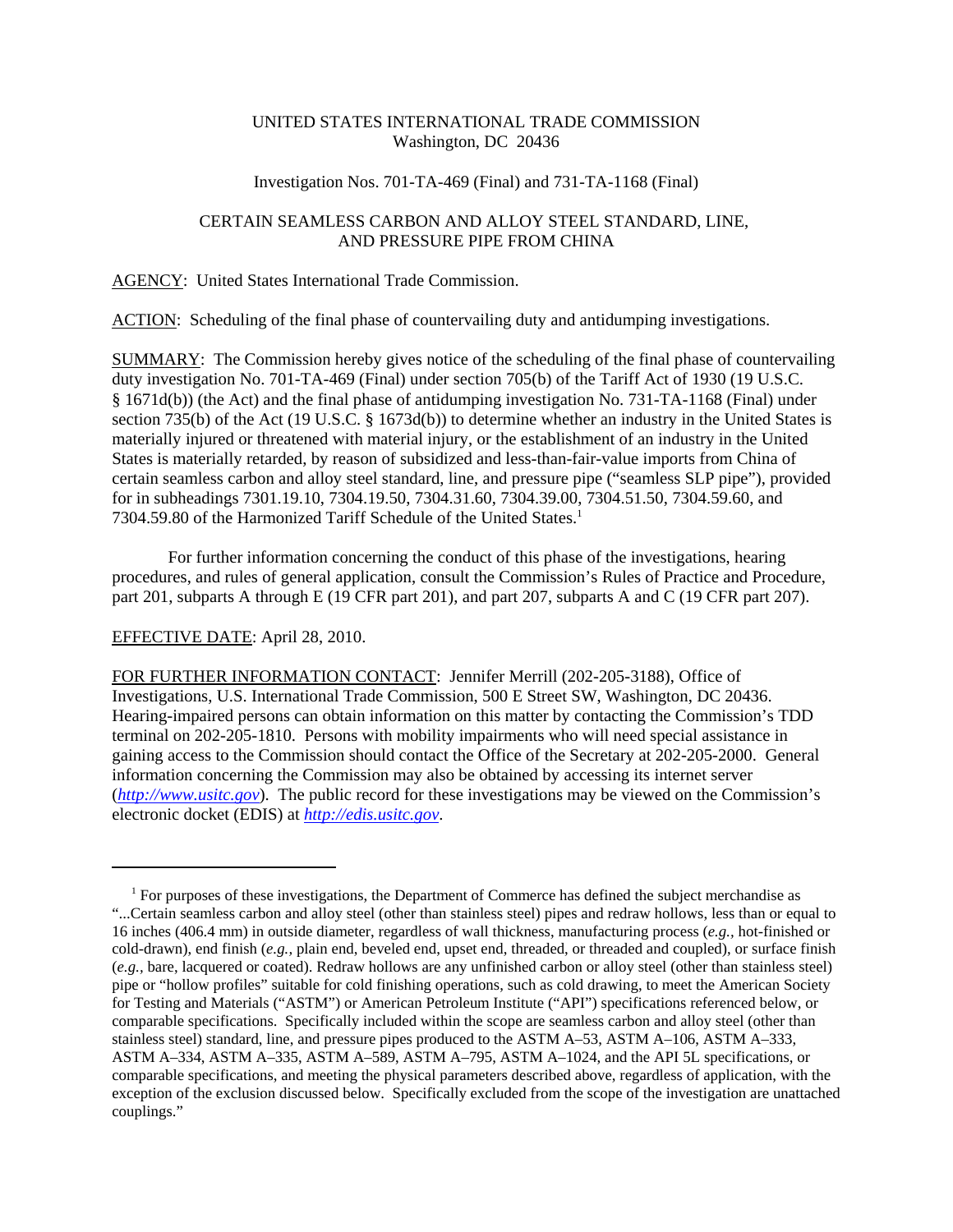UNITED STATES INTERNATIONAL TRADE COMMISSION
Washington, DC 20436

Investigation Nos. 701-TA-469 (Final) and 731-TA-1168 (Final)

CERTAIN SEAMLESS CARBON AND ALLOY STEEL STANDARD, LINE, AND PRESSURE PIPE FROM CHINA

AGENCY: United States International Trade Commission.

ACTION: Scheduling of the final phase of countervailing duty and antidumping investigations.

SUMMARY: The Commission hereby gives notice of the scheduling of the final phase of countervailing duty investigation No. 701-TA-469 (Final) under section 705(b) of the Tariff Act of 1930 (19 U.S.C. § 1671d(b)) (the Act) and the final phase of antidumping investigation No. 731-TA-1168 (Final) under section 735(b) of the Act (19 U.S.C. § 1673d(b)) to determine whether an industry in the United States is materially injured or threatened with material injury, or the establishment of an industry in the United States is materially retarded, by reason of subsidized and less-than-fair-value imports from China of certain seamless carbon and alloy steel standard, line, and pressure pipe ("seamless SLP pipe"), provided for in subheadings 7301.19.10, 7304.19.50, 7304.31.60, 7304.39.00, 7304.51.50, 7304.59.60, and 7304.59.80 of the Harmonized Tariff Schedule of the United States.[1]

For further information concerning the conduct of this phase of the investigations, hearing procedures, and rules of general application, consult the Commission's Rules of Practice and Procedure, part 201, subparts A through E (19 CFR part 201), and part 207, subparts A and C (19 CFR part 207).

EFFECTIVE DATE: April 28, 2010.

FOR FURTHER INFORMATION CONTACT: Jennifer Merrill (202-205-3188), Office of Investigations, U.S. International Trade Commission, 500 E Street SW, Washington, DC 20436. Hearing-impaired persons can obtain information on this matter by contacting the Commission's TDD terminal on 202-205-1810. Persons with mobility impairments who will need special assistance in gaining access to the Commission should contact the Office of the Secretary at 202-205-2000. General information concerning the Commission may also be obtained by accessing its internet server (*http://www.usitc.gov*). The public record for these investigations may be viewed on the Commission's electronic docket (EDIS) at *http://edis.usitc.gov*.

---

[1] For purposes of these investigations, the Department of Commerce has defined the subject merchandise as "...Certain seamless carbon and alloy steel (other than stainless steel) pipes and redraw hollows, less than or equal to 16 inches (406.4 mm) in outside diameter, regardless of wall thickness, manufacturing process (*e.g.*, hot-finished or cold-drawn), end finish (*e.g.*, plain end, beveled end, upset end, threaded, or threaded and coupled), or surface finish (*e.g.*, bare, lacquered or coated). Redraw hollows are any unfinished carbon or alloy steel (other than stainless steel) pipe or "hollow profiles" suitable for cold finishing operations, such as cold drawing, to meet the American Society for Testing and Materials ("ASTM") or American Petroleum Institute ("API") specifications referenced below, or comparable specifications. Specifically included within the scope are seamless carbon and alloy steel (other than stainless steel) standard, line, and pressure pipes produced to the ASTM A–53, ASTM A–106, ASTM A–333, ASTM A–334, ASTM A–335, ASTM A–589, ASTM A–795, ASTM A–1024, and the API 5L specifications, or comparable specifications, and meeting the physical parameters described above, regardless of application, with the exception of the exclusion discussed below. Specifically excluded from the scope of the investigation are unattached couplings."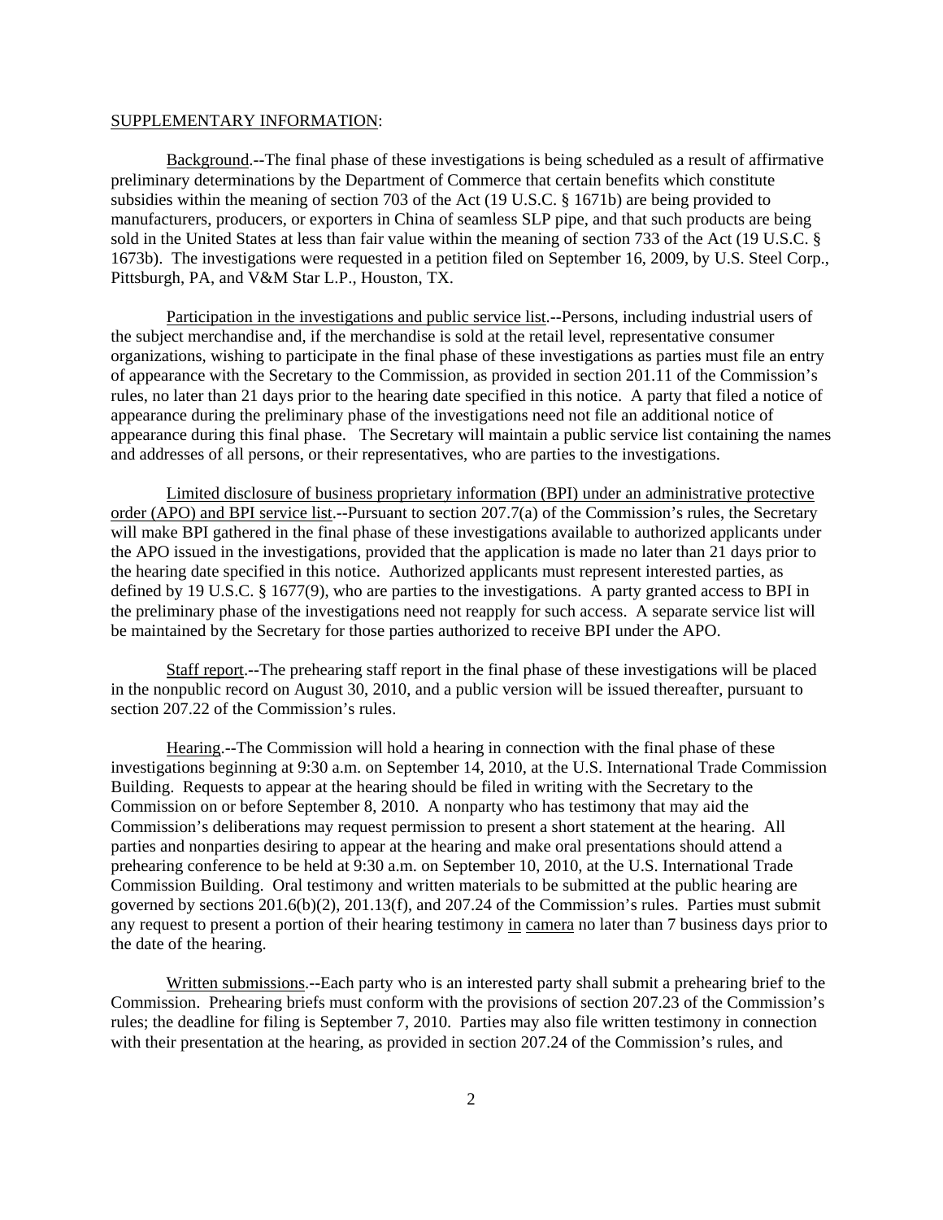SUPPLEMENTARY INFORMATION:

Background.--The final phase of these investigations is being scheduled as a result of affirmative preliminary determinations by the Department of Commerce that certain benefits which constitute subsidies within the meaning of section 703 of the Act (19 U.S.C. § 1671b) are being provided to manufacturers, producers, or exporters in China of seamless SLP pipe, and that such products are being sold in the United States at less than fair value within the meaning of section 733 of the Act (19 U.S.C. § 1673b). The investigations were requested in a petition filed on September 16, 2009, by U.S. Steel Corp., Pittsburgh, PA, and V&M Star L.P., Houston, TX.

Participation in the investigations and public service list.--Persons, including industrial users of the subject merchandise and, if the merchandise is sold at the retail level, representative consumer organizations, wishing to participate in the final phase of these investigations as parties must file an entry of appearance with the Secretary to the Commission, as provided in section 201.11 of the Commission's rules, no later than 21 days prior to the hearing date specified in this notice. A party that filed a notice of appearance during the preliminary phase of the investigations need not file an additional notice of appearance during this final phase. The Secretary will maintain a public service list containing the names and addresses of all persons, or their representatives, who are parties to the investigations.

Limited disclosure of business proprietary information (BPI) under an administrative protective order (APO) and BPI service list.--Pursuant to section 207.7(a) of the Commission's rules, the Secretary will make BPI gathered in the final phase of these investigations available to authorized applicants under the APO issued in the investigations, provided that the application is made no later than 21 days prior to the hearing date specified in this notice. Authorized applicants must represent interested parties, as defined by 19 U.S.C. § 1677(9), who are parties to the investigations. A party granted access to BPI in the preliminary phase of the investigations need not reapply for such access. A separate service list will be maintained by the Secretary for those parties authorized to receive BPI under the APO.

Staff report.--The prehearing staff report in the final phase of these investigations will be placed in the nonpublic record on August 30, 2010, and a public version will be issued thereafter, pursuant to section 207.22 of the Commission's rules.

Hearing.--The Commission will hold a hearing in connection with the final phase of these investigations beginning at 9:30 a.m. on September 14, 2010, at the U.S. International Trade Commission Building. Requests to appear at the hearing should be filed in writing with the Secretary to the Commission on or before September 8, 2010. A nonparty who has testimony that may aid the Commission's deliberations may request permission to present a short statement at the hearing. All parties and nonparties desiring to appear at the hearing and make oral presentations should attend a prehearing conference to be held at 9:30 a.m. on September 10, 2010, at the U.S. International Trade Commission Building. Oral testimony and written materials to be submitted at the public hearing are governed by sections 201.6(b)(2), 201.13(f), and 207.24 of the Commission's rules. Parties must submit any request to present a portion of their hearing testimony in camera no later than 7 business days prior to the date of the hearing.

Written submissions.--Each party who is an interested party shall submit a prehearing brief to the Commission. Prehearing briefs must conform with the provisions of section 207.23 of the Commission's rules; the deadline for filing is September 7, 2010. Parties may also file written testimony in connection with their presentation at the hearing, as provided in section 207.24 of the Commission's rules, and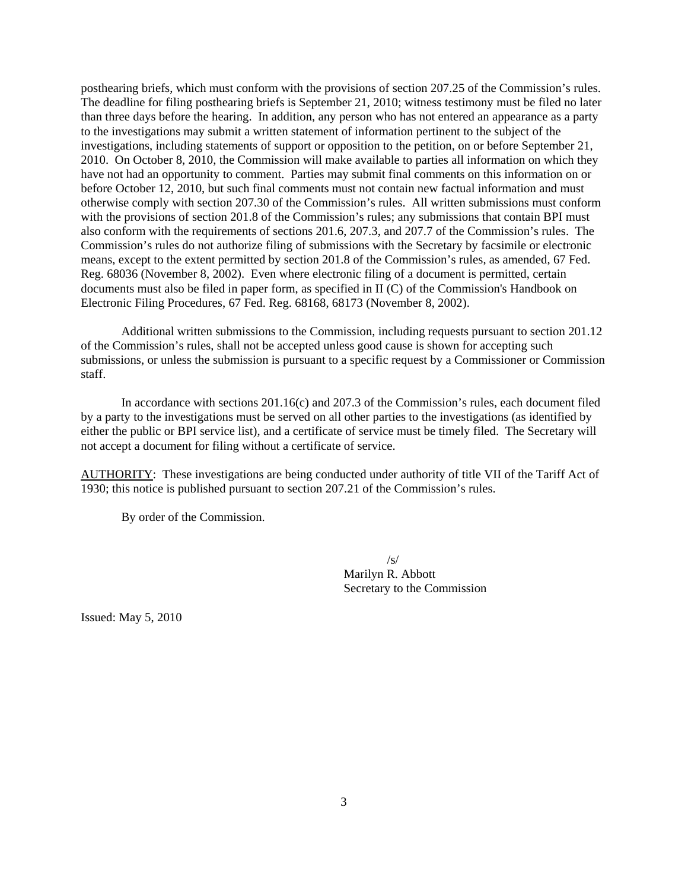posthearing briefs, which must conform with the provisions of section 207.25 of the Commission's rules. The deadline for filing posthearing briefs is September 21, 2010; witness testimony must be filed no later than three days before the hearing. In addition, any person who has not entered an appearance as a party to the investigations may submit a written statement of information pertinent to the subject of the investigations, including statements of support or opposition to the petition, on or before September 21, 2010. On October 8, 2010, the Commission will make available to parties all information on which they have not had an opportunity to comment. Parties may submit final comments on this information on or before October 12, 2010, but such final comments must not contain new factual information and must otherwise comply with section 207.30 of the Commission's rules. All written submissions must conform with the provisions of section 201.8 of the Commission's rules; any submissions that contain BPI must also conform with the requirements of sections 201.6, 207.3, and 207.7 of the Commission's rules. The Commission's rules do not authorize filing of submissions with the Secretary by facsimile or electronic means, except to the extent permitted by section 201.8 of the Commission's rules, as amended, 67 Fed. Reg. 68036 (November 8, 2002). Even where electronic filing of a document is permitted, certain documents must also be filed in paper form, as specified in II (C) of the Commission's Handbook on Electronic Filing Procedures, 67 Fed. Reg. 68168, 68173 (November 8, 2002).

Additional written submissions to the Commission, including requests pursuant to section 201.12 of the Commission's rules, shall not be accepted unless good cause is shown for accepting such submissions, or unless the submission is pursuant to a specific request by a Commissioner or Commission staff.

In accordance with sections 201.16(c) and 207.3 of the Commission's rules, each document filed by a party to the investigations must be served on all other parties to the investigations (as identified by either the public or BPI service list), and a certificate of service must be timely filed. The Secretary will not accept a document for filing without a certificate of service.

AUTHORITY: These investigations are being conducted under authority of title VII of the Tariff Act of 1930; this notice is published pursuant to section 207.21 of the Commission's rules.

By order of the Commission.

/s/
Marilyn R. Abbott
Secretary to the Commission

Issued: May 5, 2010